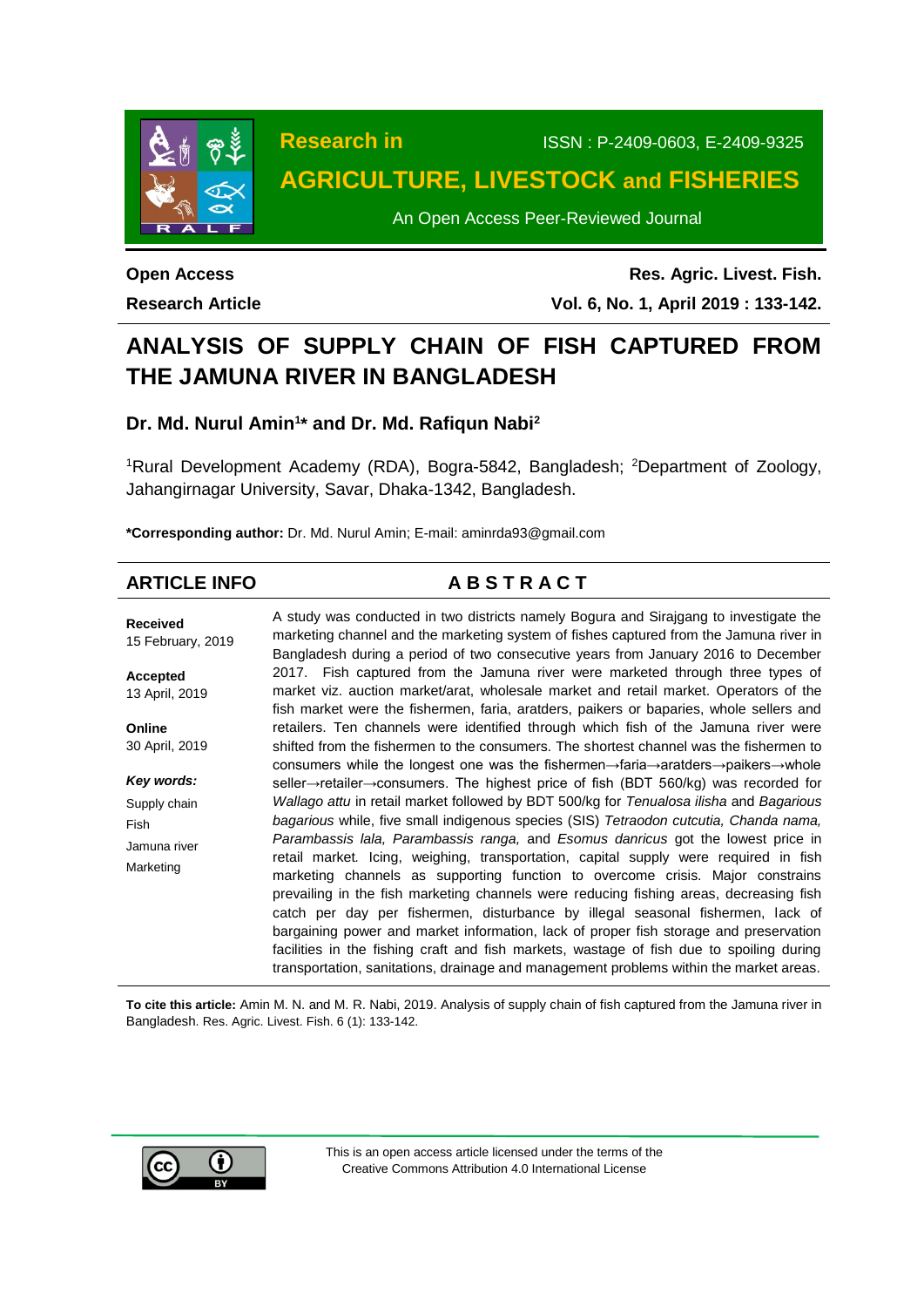Research in

ISSN : P-2409-0603, E-2409-9325

**AGRICULTURE, LIVESTOCK and FISHERIES**

An Open Access Peer-Reviewed Journal

**Open Access**

**Research Article**

**Res. Agric. Livest. Fish.**

**Vol. 6, No. 1, April 2019 : 133-142.**

# ANALYSIS OF SUPPLY CHAIN OF FISH CAPTURED FROM THE JAMUNA RIVER IN BANGLADESH

### Dr. Md. Nurul Amin[1]* and Dr. Md. Rafiqun Nabi[2]

[1]Rural Development Academy (RDA), Bogra-5842, Bangladesh; [2]Department of Zoology, Jahangirnagar University, Savar, Dhaka-1342, Bangladesh.

**\*Corresponding author:** Dr. Md. Nurul Amin; E-mail: aminrda93@gmail.com

## ARTICLE INFO

**Received**
15 February, 2019

**Accepted**
13 April, 2019

**Online**
30 April, 2019

***Key words:***
Supply chain
Fish
Jamuna river
Marketing

## ABSTRACT

A study was conducted in two districts namely Bogura and Sirajgang to investigate the marketing channel and the marketing system of fishes captured from the Jamuna river in Bangladesh during a period of two consecutive years from January 2016 to December 2017. Fish captured from the Jamuna river were marketed through three types of market viz. auction market/arat, wholesale market and retail market. Operators of the fish market were the fishermen, faria, aratders, paikers or baparies, whole sellers and retailers. Ten channels were identified through which fish of the Jamuna river were shifted from the fishermen to the consumers. The shortest channel was the fishermen to consumers while the longest one was the fishermen→faria→aratders→paikers→whole seller→retailer→consumers. The highest price of fish (BDT 560/kg) was recorded for *Wallago attu* in retail market followed by BDT 500/kg for *Tenualosa ilisha* and *Bagarious bagarious* while, five small indigenous species (SIS) *Tetraodon cutcutia, Chanda nama, Parambassis lala, Parambassis ranga,* and *Esomus danricus* got the lowest price in retail market. Icing, weighing, transportation, capital supply were required in fish marketing channels as supporting function to overcome crisis. Major constrains prevailing in the fish marketing channels were reducing fishing areas, decreasing fish catch per day per fishermen, disturbance by illegal seasonal fishermen, lack of bargaining power and market information, lack of proper fish storage and preservation facilities in the fishing craft and fish markets, wastage of fish due to spoiling during transportation, sanitations, drainage and management problems within the market areas.

**To cite this article:** Amin M. N. and M. R. Nabi, 2019. Analysis of supply chain of fish captured from the Jamuna river in Bangladesh. Res. Agric. Livest. Fish. 6 (1): 133-142.

This is an open access article licensed under the terms of the Creative Commons Attribution 4.0 International License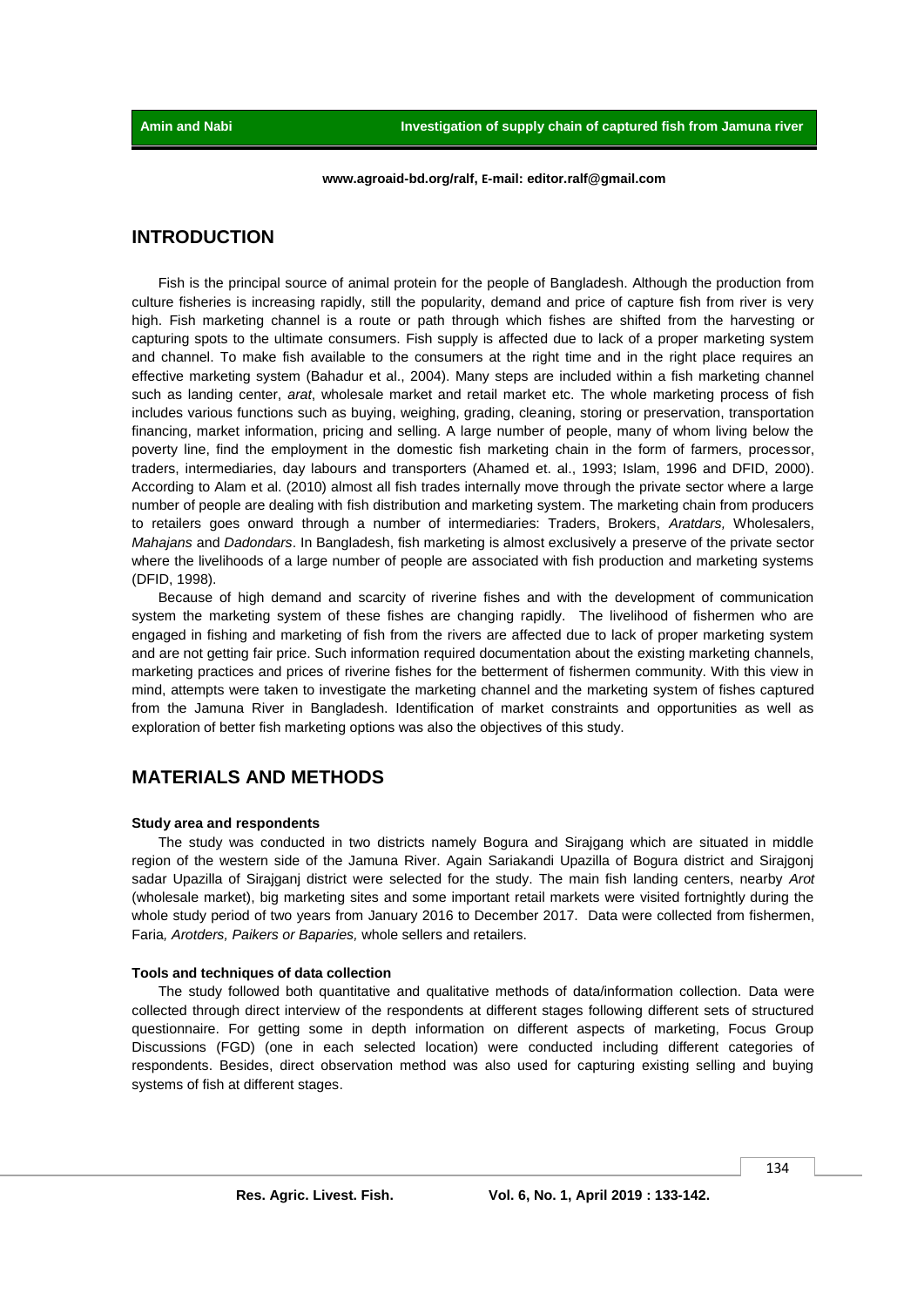## INTRODUCTION

Fish is the principal source of animal protein for the people of Bangladesh. Although the production from culture fisheries is increasing rapidly, still the popularity, demand and price of capture fish from river is very high. Fish marketing channel is a route or path through which fishes are shifted from the harvesting or capturing spots to the ultimate consumers. Fish supply is affected due to lack of a proper marketing system and channel. To make fish available to the consumers at the right time and in the right place requires an effective marketing system (Bahadur et al., 2004). Many steps are included within a fish marketing channel such as landing center, *arat*, wholesale market and retail market etc. The whole marketing process of fish includes various functions such as buying, weighing, grading, cleaning, storing or preservation, transportation financing, market information, pricing and selling. A large number of people, many of whom living below the poverty line, find the employment in the domestic fish marketing chain in the form of farmers, processor, traders, intermediaries, day labours and transporters (Ahamed et. al., 1993; Islam, 1996 and DFID, 2000). According to Alam et al. (2010) almost all fish trades internally move through the private sector where a large number of people are dealing with fish distribution and marketing system. The marketing chain from producers to retailers goes onward through a number of intermediaries: Traders, Brokers, *Aratdars,* Wholesalers, *Mahajans* and *Dadondars*. In Bangladesh, fish marketing is almost exclusively a preserve of the private sector where the livelihoods of a large number of people are associated with fish production and marketing systems (DFID, 1998).

Because of high demand and scarcity of riverine fishes and with the development of communication system the marketing system of these fishes are changing rapidly. The livelihood of fishermen who are engaged in fishing and marketing of fish from the rivers are affected due to lack of proper marketing system and are not getting fair price. Such information required documentation about the existing marketing channels, marketing practices and prices of riverine fishes for the betterment of fishermen community. With this view in mind, attempts were taken to investigate the marketing channel and the marketing system of fishes captured from the Jamuna River in Bangladesh. Identification of market constraints and opportunities as well as exploration of better fish marketing options was also the objectives of this study.

## MATERIALS AND METHODS

### Study area and respondents

The study was conducted in two districts namely Bogura and Sirajgang which are situated in middle region of the western side of the Jamuna River. Again Sariakandi Upazilla of Bogura district and Sirajgonj sadar Upazilla of Sirajganj district were selected for the study. The main fish landing centers, nearby *Arot* (wholesale market), big marketing sites and some important retail markets were visited fortnightly during the whole study period of two years from January 2016 to December 2017. Data were collected from fishermen, Faria*, Arotders, Paikers or Baparies,* whole sellers and retailers.

### Tools and techniques of data collection

The study followed both quantitative and qualitative methods of data/information collection. Data were collected through direct interview of the respondents at different stages following different sets of structured questionnaire. For getting some in depth information on different aspects of marketing, Focus Group Discussions (FGD) (one in each selected location) were conducted including different categories of respondents. Besides, direct observation method was also used for capturing existing selling and buying systems of fish at different stages.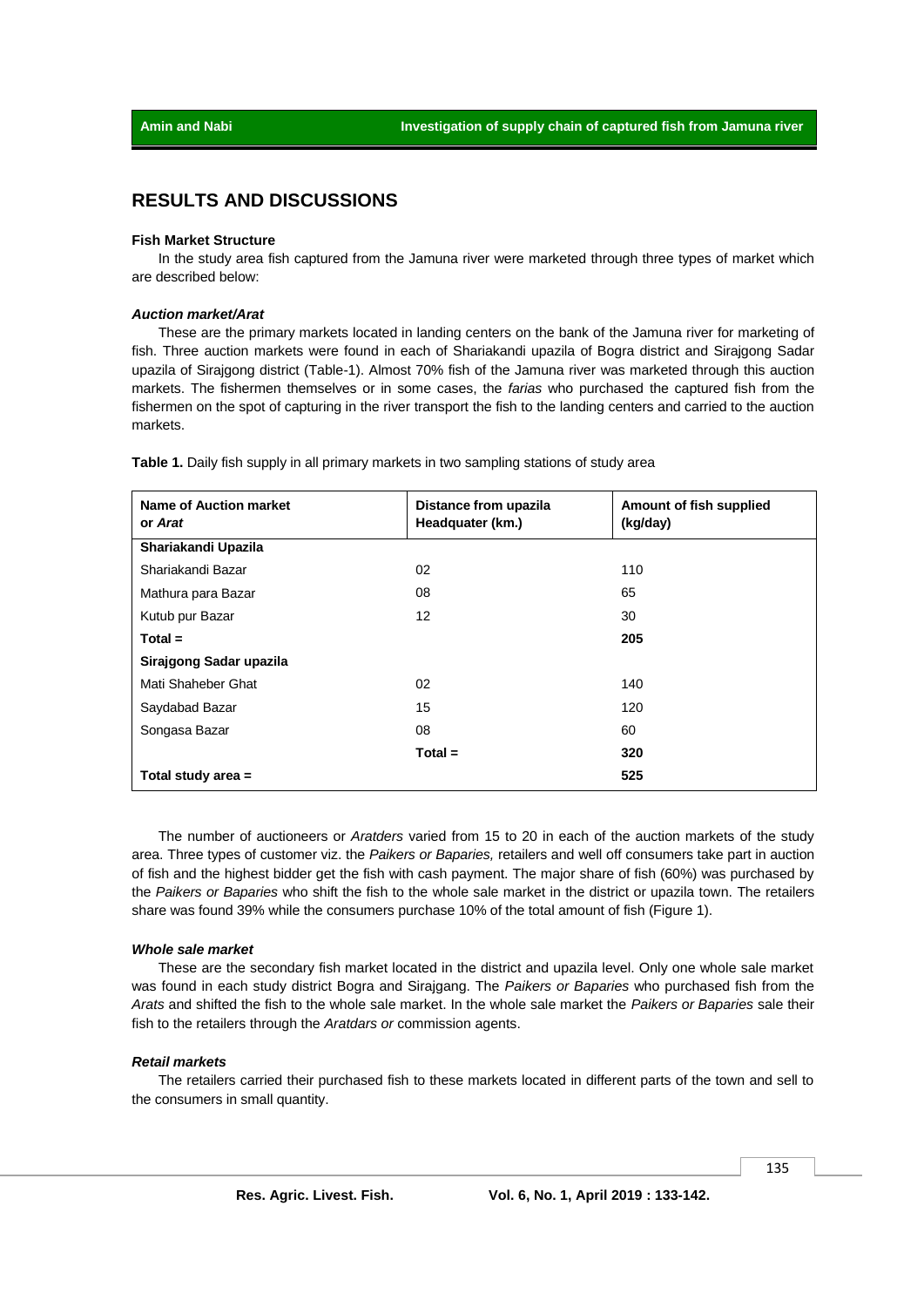## RESULTS AND DISCUSSIONS

### Fish Market Structure

In the study area fish captured from the Jamuna river were marketed through three types of market which are described below:

#### *Auction market/Arat*

These are the primary markets located in landing centers on the bank of the Jamuna river for marketing of fish. Three auction markets were found in each of Shariakandi upazila of Bogra district and Sirajgong Sadar upazila of Sirajgong district (Table-1). Almost 70% fish of the Jamuna river was marketed through this auction markets. The fishermen themselves or in some cases, the *farias* who purchased the captured fish from the fishermen on the spot of capturing in the river transport the fish to the landing centers and carried to the auction markets.

**Table 1.** Daily fish supply in all primary markets in two sampling stations of study area

| Name of Auction market or *Arat* | Distance from upazila Headquater (km.) | Amount of fish supplied (kg/day) |
|---|---|---|
| **Shariakandi Upazila** | | |
| Shariakandi Bazar | 02 | 110 |
| Mathura para Bazar | 08 | 65 |
| Kutub pur Bazar | 12 | 30 |
| **Total =** | | **205** |
| **Sirajgong Sadar upazila** | | |
| Mati Shaheber Ghat | 02 | 140 |
| Saydabad Bazar | 15 | 120 |
| Songasa Bazar | 08 | 60 |
| | **Total =** | **320** |
| **Total study area =** | | **525** |

The number of auctioneers or *Aratders* varied from 15 to 20 in each of the auction markets of the study area. Three types of customer viz. the *Paikers or Baparies,* retailers and well off consumers take part in auction of fish and the highest bidder get the fish with cash payment. The major share of fish (60%) was purchased by the *Paikers or Baparies* who shift the fish to the whole sale market in the district or upazila town. The retailers share was found 39% while the consumers purchase 10% of the total amount of fish (Figure 1).

#### *Whole sale market*

These are the secondary fish market located in the district and upazila level. Only one whole sale market was found in each study district Bogra and Sirajgang. The *Paikers or Baparies* who purchased fish from the *Arats* and shifted the fish to the whole sale market. In the whole sale market the *Paikers or Baparies* sale their fish to the retailers through the *Aratdars or* commission agents.

#### *Retail markets*

The retailers carried their purchased fish to these markets located in different parts of the town and sell to the consumers in small quantity.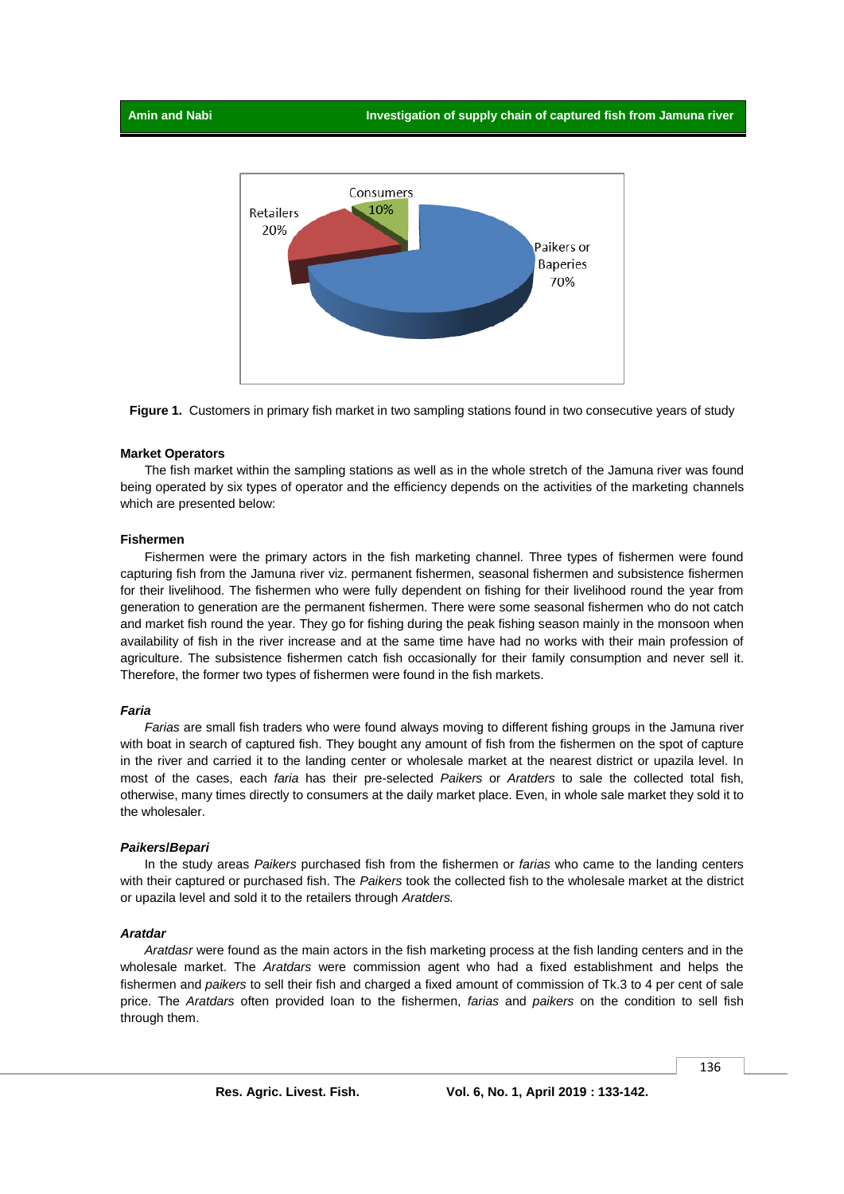Consumers
10%

Retailers
20%

Paikers or
Baperies
70%

**Figure 1.** Customers in primary fish market in two sampling stations found in two consecutive years of study

**Market Operators**

The fish market within the sampling stations as well as in the whole stretch of the Jamuna river was found being operated by six types of operator and the efficiency depends on the activities of the marketing channels which are presented below:

**Fishermen**

Fishermen were the primary actors in the fish marketing channel. Three types of fishermen were found capturing fish from the Jamuna river viz. permanent fishermen, seasonal fishermen and subsistence fishermen for their livelihood. The fishermen who were fully dependent on fishing for their livelihood round the year from generation to generation are the permanent fishermen. There were some seasonal fishermen who do not catch and market fish round the year. They go for fishing during the peak fishing season mainly in the monsoon when availability of fish in the river increase and at the same time have had no works with their main profession of agriculture. The subsistence fishermen catch fish occasionally for their family consumption and never sell it. Therefore, the former two types of fishermen were found in the fish markets.

***Faria***

*Farias* are small fish traders who were found always moving to different fishing groups in the Jamuna river with boat in search of captured fish. They bought any amount of fish from the fishermen on the spot of capture in the river and carried it to the landing center or wholesale market at the nearest district or upazila level. In most of the cases, each *faria* has their pre-selected *Paikers* or *Aratders* to sale the collected total fish, otherwise, many times directly to consumers at the daily market place. Even, in whole sale market they sold it to the wholesaler.

***Paikers/Bepari***

In the study areas *Paikers* purchased fish from the fishermen or *farias* who came to the landing centers with their captured or purchased fish. The *Paikers* took the collected fish to the wholesale market at the district or upazila level and sold it to the retailers through *Aratders.*

***Aratdar***

*Aratdasr* were found as the main actors in the fish marketing process at the fish landing centers and in the wholesale market. The *Aratdars* were commission agent who had a fixed establishment and helps the fishermen and *paikers* to sell their fish and charged a fixed amount of commission of Tk.3 to 4 per cent of sale price. The *Aratdars* often provided loan to the fishermen, *farias* and *paikers* on the condition to sell fish through them.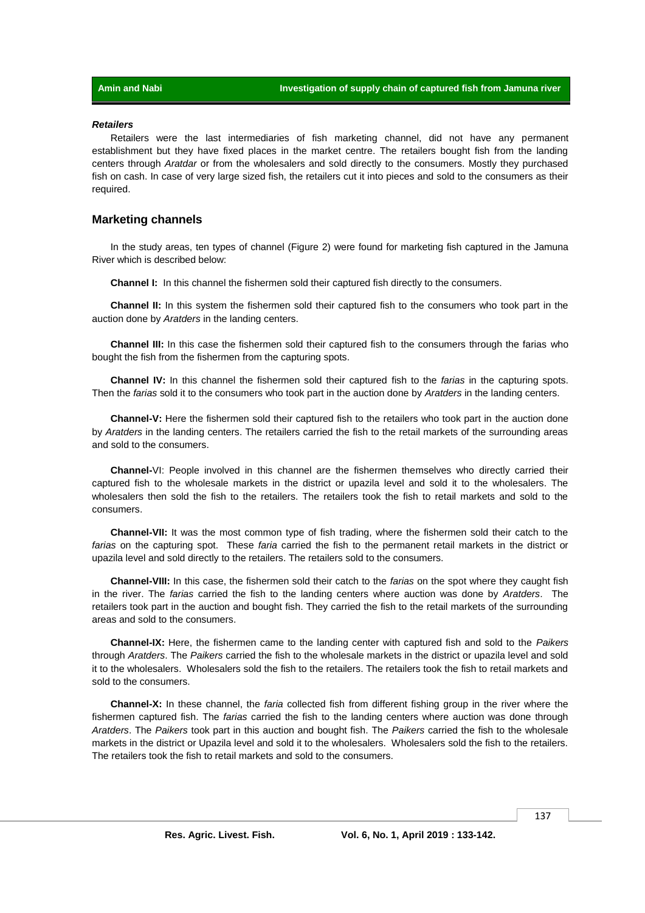### *Retailers*

Retailers were the last intermediaries of fish marketing channel, did not have any permanent establishment but they have fixed places in the market centre. The retailers bought fish from the landing centers through *Aratdar* or from the wholesalers and sold directly to the consumers. Mostly they purchased fish on cash. In case of very large sized fish, the retailers cut it into pieces and sold to the consumers as their required.

## Marketing channels

In the study areas, ten types of channel (Figure 2) were found for marketing fish captured in the Jamuna River which is described below:

**Channel I:** In this channel the fishermen sold their captured fish directly to the consumers.

**Channel II:** In this system the fishermen sold their captured fish to the consumers who took part in the auction done by *Aratders* in the landing centers.

**Channel III:** In this case the fishermen sold their captured fish to the consumers through the farias who bought the fish from the fishermen from the capturing spots.

**Channel IV:** In this channel the fishermen sold their captured fish to the *farias* in the capturing spots. Then the *farias* sold it to the consumers who took part in the auction done by *Aratders* in the landing centers.

**Channel-V:** Here the fishermen sold their captured fish to the retailers who took part in the auction done by *Aratders* in the landing centers. The retailers carried the fish to the retail markets of the surrounding areas and sold to the consumers.

**Channel-**VI: People involved in this channel are the fishermen themselves who directly carried their captured fish to the wholesale markets in the district or upazila level and sold it to the wholesalers. The wholesalers then sold the fish to the retailers. The retailers took the fish to retail markets and sold to the consumers.

**Channel-VII:** It was the most common type of fish trading, where the fishermen sold their catch to the *farias* on the capturing spot. These *faria* carried the fish to the permanent retail markets in the district or upazila level and sold directly to the retailers. The retailers sold to the consumers.

**Channel-VIII:** In this case, the fishermen sold their catch to the *farias* on the spot where they caught fish in the river. The *farias* carried the fish to the landing centers where auction was done by *Aratders*. The retailers took part in the auction and bought fish. They carried the fish to the retail markets of the surrounding areas and sold to the consumers.

**Channel-IX:** Here, the fishermen came to the landing center with captured fish and sold to the *Paikers* through *Aratders*. The *Paikers* carried the fish to the wholesale markets in the district or upazila level and sold it to the wholesalers. Wholesalers sold the fish to the retailers. The retailers took the fish to retail markets and sold to the consumers.

**Channel-X:** In these channel, the *faria* collected fish from different fishing group in the river where the fishermen captured fish. The *farias* carried the fish to the landing centers where auction was done through *Aratders*. The *Paikers* took part in this auction and bought fish. The *Paikers* carried the fish to the wholesale markets in the district or Upazila level and sold it to the wholesalers. Wholesalers sold the fish to the retailers. The retailers took the fish to retail markets and sold to the consumers.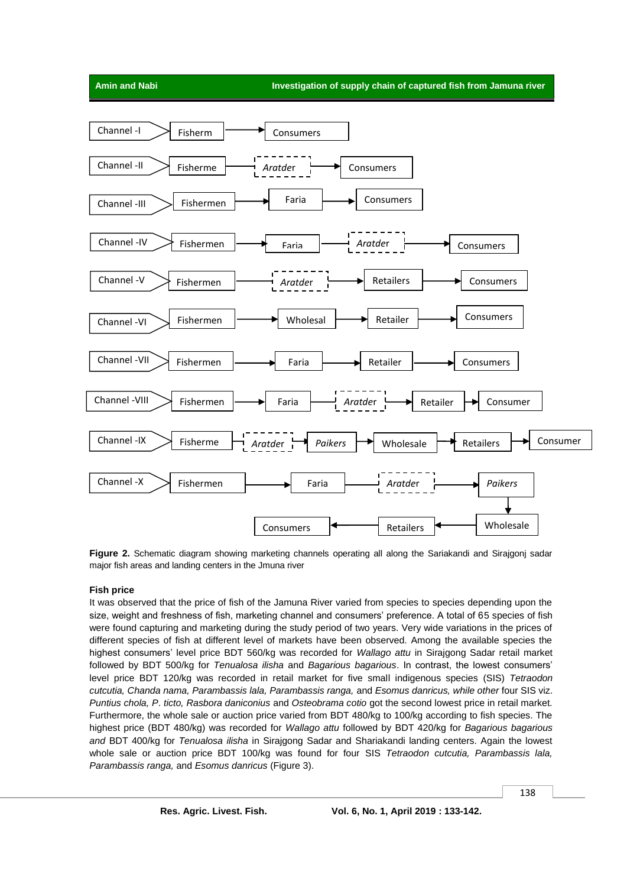Channel -I: Fisherm → Consumers

Channel -II: Fisherme → *Aratder* → Consumers

Channel -III: Fishermen → Faria → Consumers

Channel -IV: Fishermen → Faria → *Aratder* → Consumers

Channel -V: Fishermen → *Aratder* → Retailers → Consumers

Channel -VI: Fishermen → Wholesal → Retailer → Consumers

Channel -VII: Fishermen → Faria → Retailer → Consumers

Channel -VIII: Fishermen → Faria → *Aratder* → Retailer → Consumer

Channel -IX: Fisherme → *Aratder* → *Paikers* → Wholesale → Retailers → Consumer

Channel -X: Fishermen → Faria → *Aratder* → *Paikers* → Wholesale → Retailers → Consumers

**Figure 2.** Schematic diagram showing marketing channels operating all along the Sariakandi and Sirajgonj sadar major fish areas and landing centers in the Jmuna river

**Fish price**

It was observed that the price of fish of the Jamuna River varied from species to species depending upon the size, weight and freshness of fish, marketing channel and consumers' preference. A total of 65 species of fish were found capturing and marketing during the study period of two years. Very wide variations in the prices of different species of fish at different level of markets have been observed. Among the available species the highest consumers' level price BDT 560/kg was recorded for *Wallago attu* in Sirajgong Sadar retail market followed by BDT 500/kg for *Tenualosa ilisha* and *Bagarious bagarious*. In contrast, the lowest consumers' level price BDT 120/kg was recorded in retail market for five small indigenous species (SIS) *Tetraodon cutcutia, Chanda nama, Parambassis lala, Parambassis ranga,* and *Esomus danricus, while other* four SIS viz. *Puntius chola, P. ticto, Rasbora daniconius* and *Osteobrama cotio* got the second lowest price in retail market. Furthermore, the whole sale or auction price varied from BDT 480/kg to 100/kg according to fish species. The highest price (BDT 480/kg) was recorded for *Wallago attu* followed by BDT 420/kg for *Bagarious bagarious and* BDT 400/kg for *Tenualosa ilisha* in Sirajgong Sadar and Shariakandi landing centers. Again the lowest whole sale or auction price BDT 100/kg was found for four SIS *Tetraodon cutcutia, Parambassis lala, Parambassis ranga,* and *Esomus danricus* (Figure 3).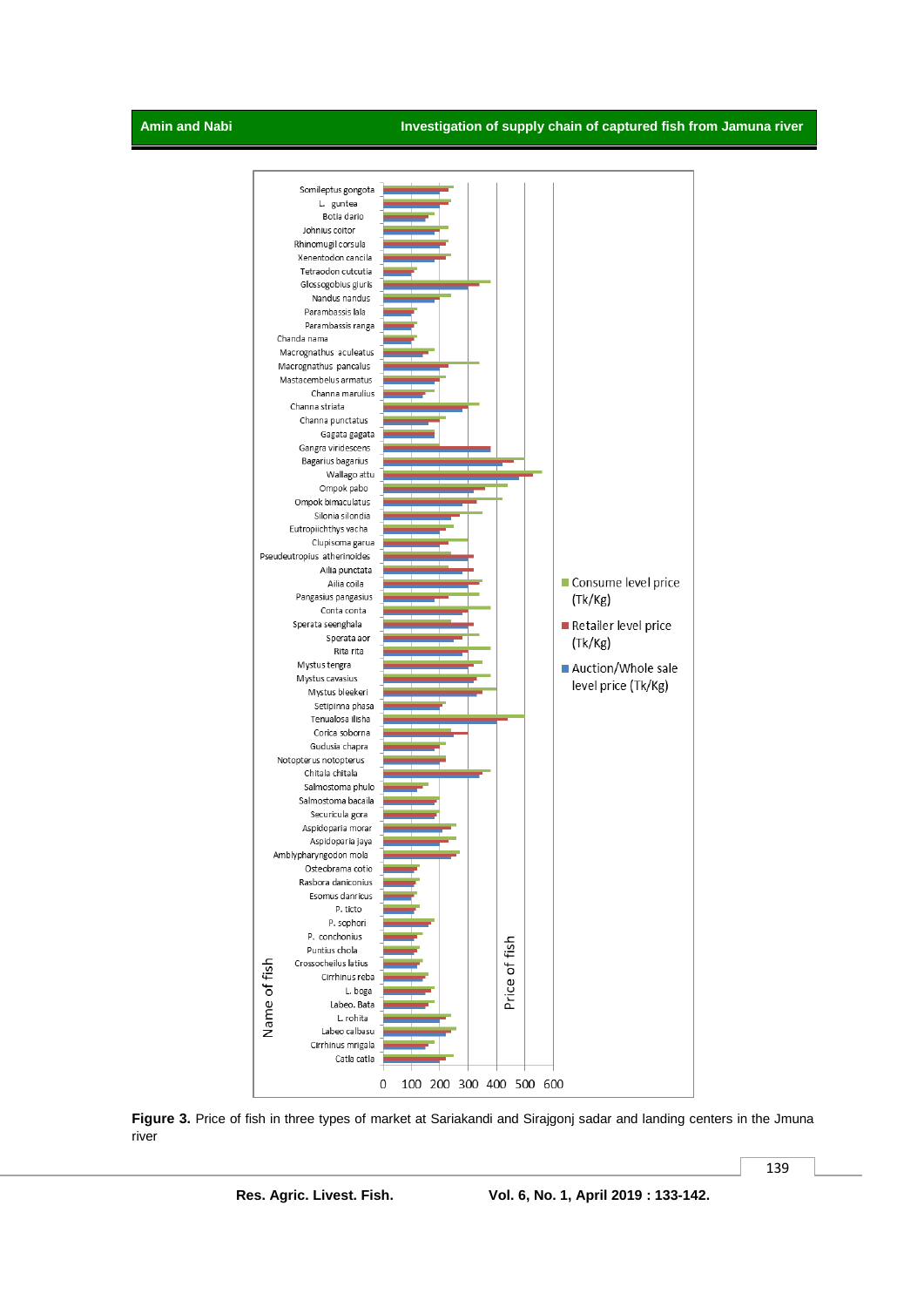**Figure 3.** Price of fish in three types of market at Sariakandi and Sirajgonj sadar and landing centers in the Jmuna river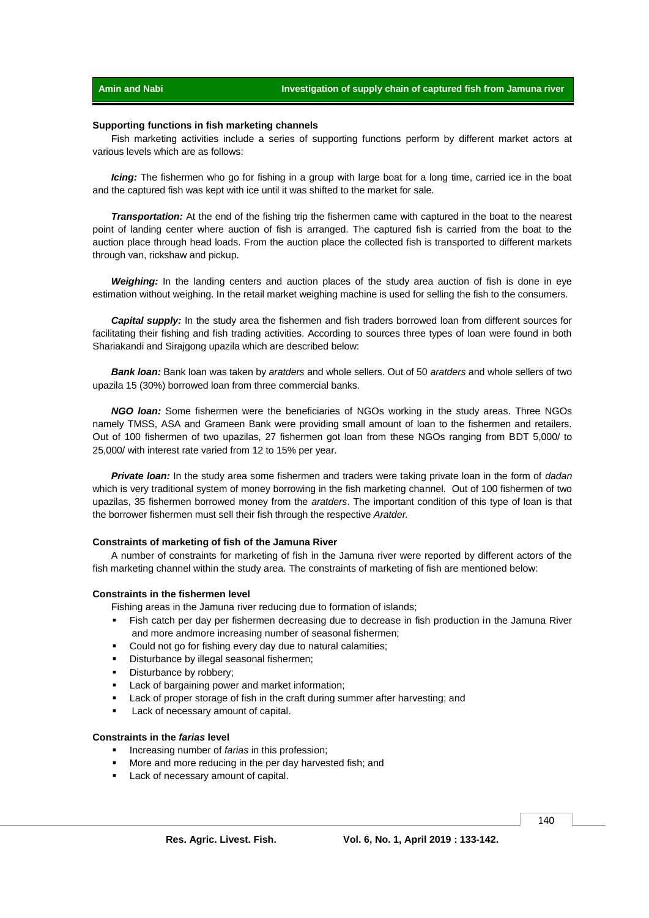### Supporting functions in fish marketing channels

Fish marketing activities include a series of supporting functions perform by different market actors at various levels which are as follows:

***Icing:*** The fishermen who go for fishing in a group with large boat for a long time, carried ice in the boat and the captured fish was kept with ice until it was shifted to the market for sale.

***Transportation:*** At the end of the fishing trip the fishermen came with captured in the boat to the nearest point of landing center where auction of fish is arranged. The captured fish is carried from the boat to the auction place through head loads. From the auction place the collected fish is transported to different markets through van, rickshaw and pickup.

***Weighing:*** In the landing centers and auction places of the study area auction of fish is done in eye estimation without weighing. In the retail market weighing machine is used for selling the fish to the consumers.

***Capital supply:*** In the study area the fishermen and fish traders borrowed loan from different sources for facilitating their fishing and fish trading activities. According to sources three types of loan were found in both Shariakandi and Sirajgong upazila which are described below:

***Bank loan:*** Bank loan was taken by *aratders* and whole sellers. Out of 50 *aratders* and whole sellers of two upazila 15 (30%) borrowed loan from three commercial banks.

***NGO loan:*** Some fishermen were the beneficiaries of NGOs working in the study areas. Three NGOs namely TMSS, ASA and Grameen Bank were providing small amount of loan to the fishermen and retailers. Out of 100 fishermen of two upazilas, 27 fishermen got loan from these NGOs ranging from BDT 5,000/ to 25,000/ with interest rate varied from 12 to 15% per year.

***Private loan:*** In the study area some fishermen and traders were taking private loan in the form of *dadan* which is very traditional system of money borrowing in the fish marketing channel. Out of 100 fishermen of two upazilas, 35 fishermen borrowed money from the *aratders*. The important condition of this type of loan is that the borrower fishermen must sell their fish through the respective *Aratder.*

### Constraints of marketing of fish of the Jamuna River

A number of constraints for marketing of fish in the Jamuna river were reported by different actors of the fish marketing channel within the study area. The constraints of marketing of fish are mentioned below:

### Constraints in the fishermen level

Fishing areas in the Jamuna river reducing due to formation of islands;

- Fish catch per day per fishermen decreasing due to decrease in fish production in the Jamuna River and more andmore increasing number of seasonal fishermen;
- Could not go for fishing every day due to natural calamities;
- Disturbance by illegal seasonal fishermen;
- Disturbance by robbery;
- Lack of bargaining power and market information;
- Lack of proper storage of fish in the craft during summer after harvesting; and
- Lack of necessary amount of capital.

### Constraints in the *farias* level

- Increasing number of *farias* in this profession;
- More and more reducing in the per day harvested fish; and
- Lack of necessary amount of capital.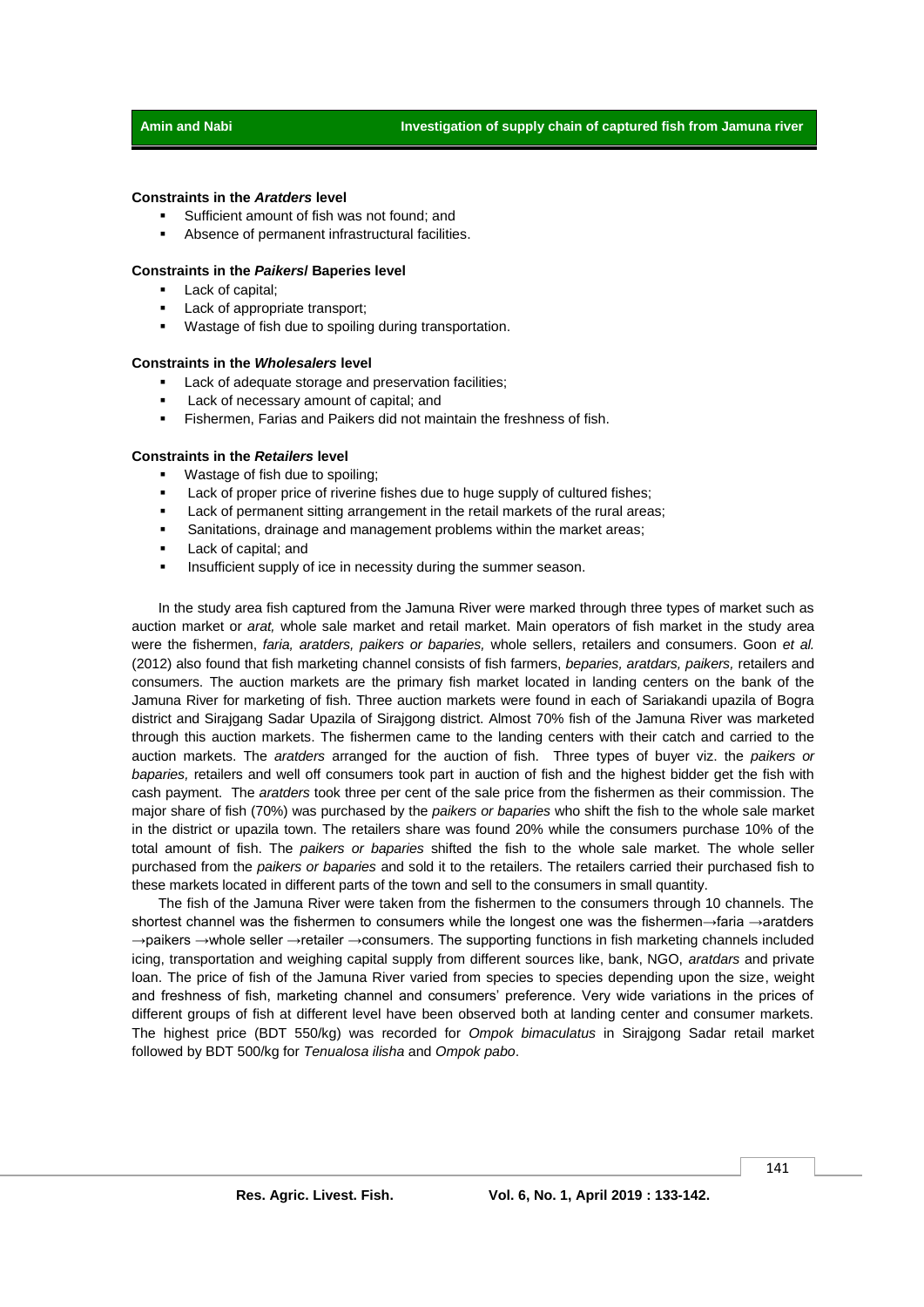**Constraints in the *Aratders* level**

- Sufficient amount of fish was not found; and
- Absence of permanent infrastructural facilities.

**Constraints in the *Paikers*/ Baperies level**

- Lack of capital;
- Lack of appropriate transport;
- Wastage of fish due to spoiling during transportation.

**Constraints in the *Wholesalers* level**

- Lack of adequate storage and preservation facilities;
- Lack of necessary amount of capital; and
- Fishermen, Farias and Paikers did not maintain the freshness of fish.

**Constraints in the *Retailers* level**

- Wastage of fish due to spoiling;
- Lack of proper price of riverine fishes due to huge supply of cultured fishes;
- Lack of permanent sitting arrangement in the retail markets of the rural areas;
- Sanitations, drainage and management problems within the market areas;
- Lack of capital; and
- Insufficient supply of ice in necessity during the summer season.

In the study area fish captured from the Jamuna River were marked through three types of market such as auction market or *arat,* whole sale market and retail market. Main operators of fish market in the study area were the fishermen, *faria, aratders, paikers or baparies,* whole sellers, retailers and consumers. Goon *et al.* (2012) also found that fish marketing channel consists of fish farmers, *beparies, aratdars, paikers,* retailers and consumers. The auction markets are the primary fish market located in landing centers on the bank of the Jamuna River for marketing of fish. Three auction markets were found in each of Sariakandi upazila of Bogra district and Sirajgang Sadar Upazila of Sirajgong district. Almost 70% fish of the Jamuna River was marketed through this auction markets. The fishermen came to the landing centers with their catch and carried to the auction markets. The *aratders* arranged for the auction of fish. Three types of buyer viz. the *paikers or baparies,* retailers and well off consumers took part in auction of fish and the highest bidder get the fish with cash payment. The *aratders* took three per cent of the sale price from the fishermen as their commission. The major share of fish (70%) was purchased by the *paikers or baparies* who shift the fish to the whole sale market in the district or upazila town. The retailers share was found 20% while the consumers purchase 10% of the total amount of fish. The *paikers or baparies* shifted the fish to the whole sale market. The whole seller purchased from the *paikers or baparies* and sold it to the retailers. The retailers carried their purchased fish to these markets located in different parts of the town and sell to the consumers in small quantity.

The fish of the Jamuna River were taken from the fishermen to the consumers through 10 channels. The shortest channel was the fishermen to consumers while the longest one was the fishermen→faria →aratders →paikers →whole seller →retailer →consumers. The supporting functions in fish marketing channels included icing, transportation and weighing capital supply from different sources like, bank, NGO, *aratdars* and private loan. The price of fish of the Jamuna River varied from species to species depending upon the size, weight and freshness of fish, marketing channel and consumers' preference. Very wide variations in the prices of different groups of fish at different level have been observed both at landing center and consumer markets. The highest price (BDT 550/kg) was recorded for *Ompok bimaculatus* in Sirajgong Sadar retail market followed by BDT 500/kg for *Tenualosa ilisha* and *Ompok pabo*.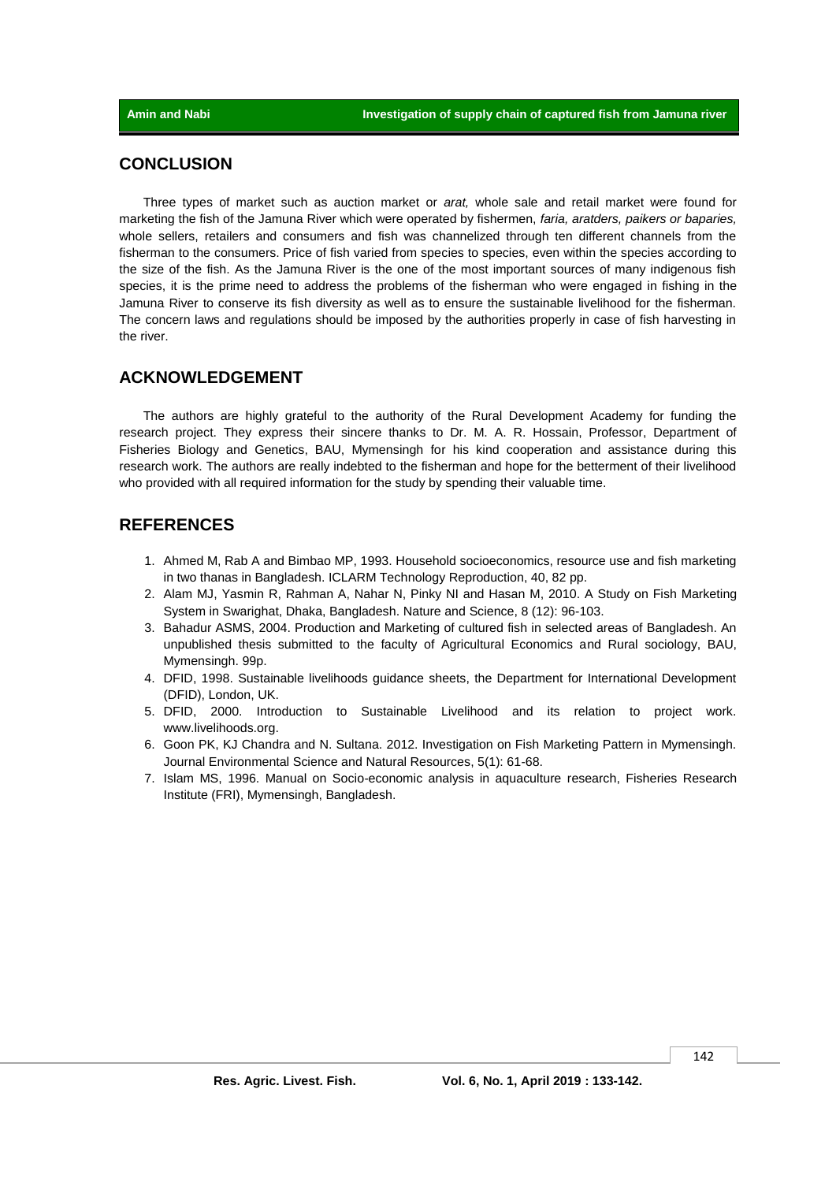## CONCLUSION

Three types of market such as auction market or *arat,* whole sale and retail market were found for marketing the fish of the Jamuna River which were operated by fishermen, *faria, aratders, paikers or baparies,* whole sellers, retailers and consumers and fish was channelized through ten different channels from the fisherman to the consumers. Price of fish varied from species to species, even within the species according to the size of the fish. As the Jamuna River is the one of the most important sources of many indigenous fish species, it is the prime need to address the problems of the fisherman who were engaged in fishing in the Jamuna River to conserve its fish diversity as well as to ensure the sustainable livelihood for the fisherman. The concern laws and regulations should be imposed by the authorities properly in case of fish harvesting in the river.

## ACKNOWLEDGEMENT

The authors are highly grateful to the authority of the Rural Development Academy for funding the research project. They express their sincere thanks to Dr. M. A. R. Hossain, Professor, Department of Fisheries Biology and Genetics, BAU, Mymensingh for his kind cooperation and assistance during this research work. The authors are really indebted to the fisherman and hope for the betterment of their livelihood who provided with all required information for the study by spending their valuable time.

## REFERENCES

1. Ahmed M, Rab A and Bimbao MP, 1993. Household socioeconomics, resource use and fish marketing in two thanas in Bangladesh. ICLARM Technology Reproduction, 40, 82 pp.
2. Alam MJ, Yasmin R, Rahman A, Nahar N, Pinky NI and Hasan M, 2010. A Study on Fish Marketing System in Swarighat, Dhaka, Bangladesh. Nature and Science, 8 (12): 96-103.
3. Bahadur ASMS, 2004. Production and Marketing of cultured fish in selected areas of Bangladesh. An unpublished thesis submitted to the faculty of Agricultural Economics and Rural sociology, BAU, Mymensingh. 99p.
4. DFID, 1998. Sustainable livelihoods guidance sheets, the Department for International Development (DFID), London, UK.
5. DFID, 2000. Introduction to Sustainable Livelihood and its relation to project work. www.livelihoods.org.
6. Goon PK, KJ Chandra and N. Sultana. 2012. Investigation on Fish Marketing Pattern in Mymensingh. Journal Environmental Science and Natural Resources, 5(1): 61-68.
7. Islam MS, 1996. Manual on Socio-economic analysis in aquaculture research, Fisheries Research Institute (FRI), Mymensingh, Bangladesh.